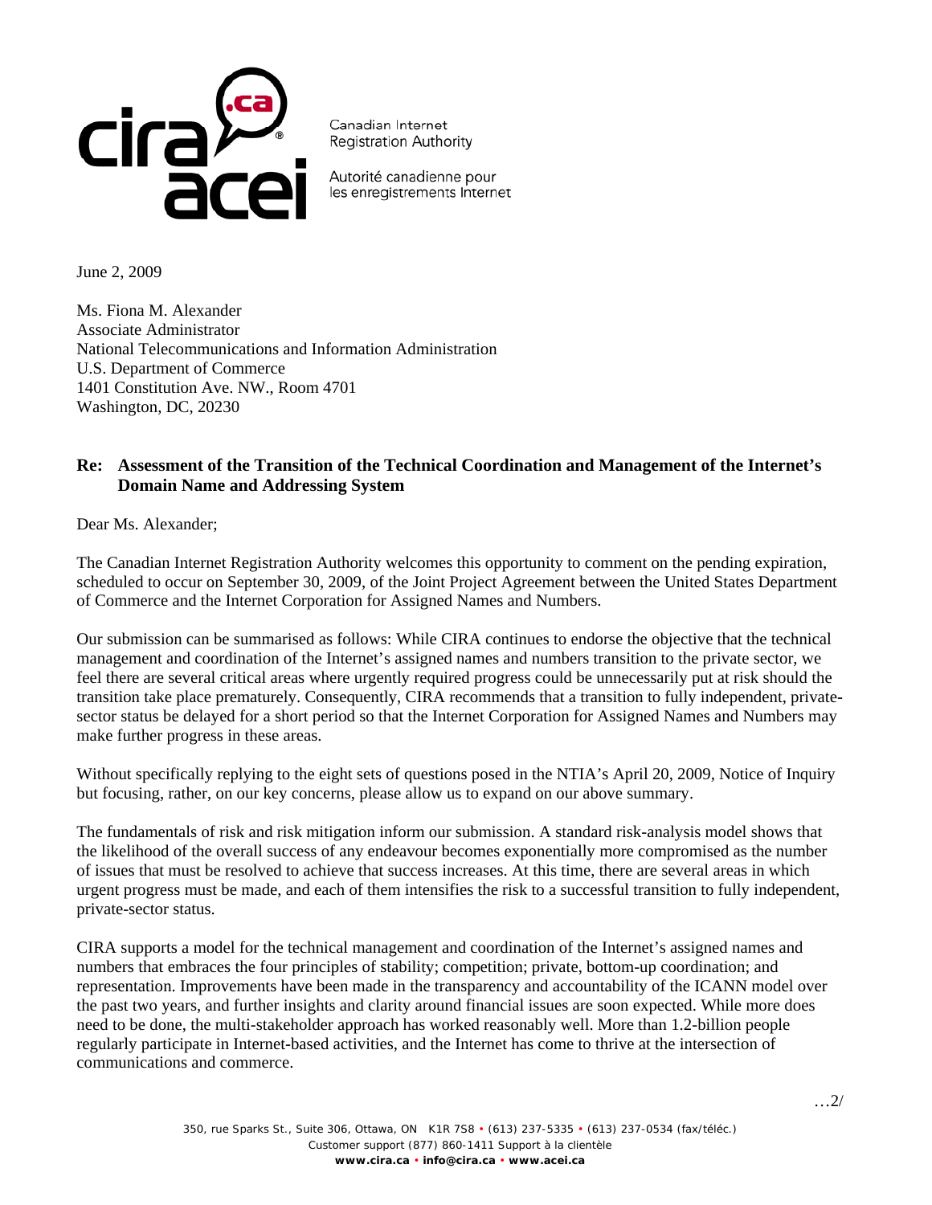Canadian Internet Registration Authority

Autorité canadienne pour les enregistrements Internet

June 2, 2009

Ms. Fiona M. Alexander
Associate Administrator
National Telecommunications and Information Administration
U.S. Department of Commerce
1401 Constitution Ave. NW., Room 4701
Washington, DC, 20230

**Re: Assessment of the Transition of the Technical Coordination and Management of the Internet's Domain Name and Addressing System**

Dear Ms. Alexander;

The Canadian Internet Registration Authority welcomes this opportunity to comment on the pending expiration, scheduled to occur on September 30, 2009, of the Joint Project Agreement between the United States Department of Commerce and the Internet Corporation for Assigned Names and Numbers.

Our submission can be summarised as follows: While CIRA continues to endorse the objective that the technical management and coordination of the Internet's assigned names and numbers transition to the private sector, we feel there are several critical areas where urgently required progress could be unnecessarily put at risk should the transition take place prematurely. Consequently, CIRA recommends that a transition to fully independent, private-sector status be delayed for a short period so that the Internet Corporation for Assigned Names and Numbers may make further progress in these areas.

Without specifically replying to the eight sets of questions posed in the NTIA's April 20, 2009, Notice of Inquiry but focusing, rather, on our key concerns, please allow us to expand on our above summary.

The fundamentals of risk and risk mitigation inform our submission. A standard risk-analysis model shows that the likelihood of the overall success of any endeavour becomes exponentially more compromised as the number of issues that must be resolved to achieve that success increases. At this time, there are several areas in which urgent progress must be made, and each of them intensifies the risk to a successful transition to fully independent, private-sector status.

CIRA supports a model for the technical management and coordination of the Internet's assigned names and numbers that embraces the four principles of stability; competition; private, bottom-up coordination; and representation. Improvements have been made in the transparency and accountability of the ICANN model over the past two years, and further insights and clarity around financial issues are soon expected. While more does need to be done, the multi-stakeholder approach has worked reasonably well. More than 1.2-billion people regularly participate in Internet-based activities, and the Internet has come to thrive at the intersection of communications and commerce.

…2/

350, rue Sparks St., Suite 306, Ottawa, ON K1R 7S8 • (613) 237-5335 • (613) 237-0534 (fax/téléc.)
Customer support (877) 860-1411 Support à la clientèle
www.cira.ca • info@cira.ca • www.acei.ca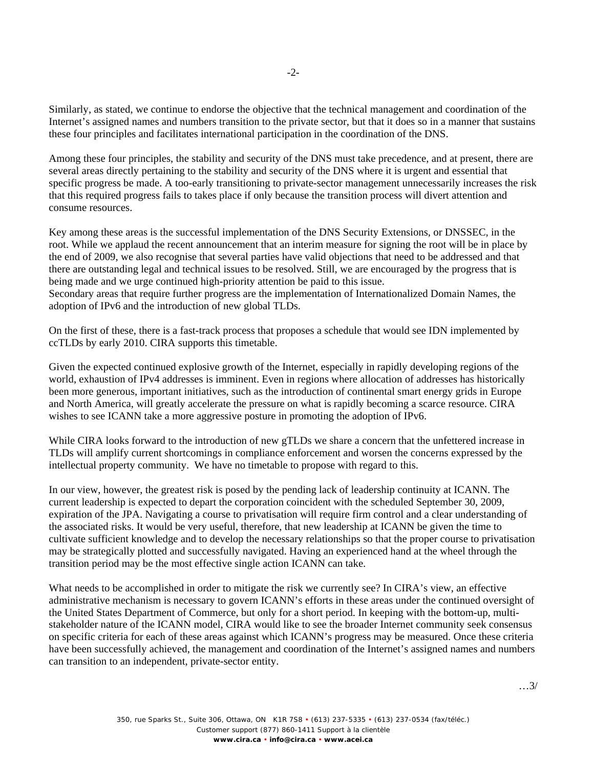Similarly, as stated, we continue to endorse the objective that the technical management and coordination of the Internet's assigned names and numbers transition to the private sector, but that it does so in a manner that sustains these four principles and facilitates international participation in the coordination of the DNS.

Among these four principles, the stability and security of the DNS must take precedence, and at present, there are several areas directly pertaining to the stability and security of the DNS where it is urgent and essential that specific progress be made. A too-early transitioning to private-sector management unnecessarily increases the risk that this required progress fails to takes place if only because the transition process will divert attention and consume resources.

Key among these areas is the successful implementation of the DNS Security Extensions, or DNSSEC, in the root. While we applaud the recent announcement that an interim measure for signing the root will be in place by the end of 2009, we also recognise that several parties have valid objections that need to be addressed and that there are outstanding legal and technical issues to be resolved. Still, we are encouraged by the progress that is being made and we urge continued high-priority attention be paid to this issue.
Secondary areas that require further progress are the implementation of Internationalized Domain Names, the adoption of IPv6 and the introduction of new global TLDs.

On the first of these, there is a fast-track process that proposes a schedule that would see IDN implemented by ccTLDs by early 2010. CIRA supports this timetable.

Given the expected continued explosive growth of the Internet, especially in rapidly developing regions of the world, exhaustion of IPv4 addresses is imminent. Even in regions where allocation of addresses has historically been more generous, important initiatives, such as the introduction of continental smart energy grids in Europe and North America, will greatly accelerate the pressure on what is rapidly becoming a scarce resource. CIRA wishes to see ICANN take a more aggressive posture in promoting the adoption of IPv6.

While CIRA looks forward to the introduction of new gTLDs we share a concern that the unfettered increase in TLDs will amplify current shortcomings in compliance enforcement and worsen the concerns expressed by the intellectual property community. We have no timetable to propose with regard to this.

In our view, however, the greatest risk is posed by the pending lack of leadership continuity at ICANN. The current leadership is expected to depart the corporation coincident with the scheduled September 30, 2009, expiration of the JPA. Navigating a course to privatisation will require firm control and a clear understanding of the associated risks. It would be very useful, therefore, that new leadership at ICANN be given the time to cultivate sufficient knowledge and to develop the necessary relationships so that the proper course to privatisation may be strategically plotted and successfully navigated. Having an experienced hand at the wheel through the transition period may be the most effective single action ICANN can take.

What needs to be accomplished in order to mitigate the risk we currently see? In CIRA's view, an effective administrative mechanism is necessary to govern ICANN's efforts in these areas under the continued oversight of the United States Department of Commerce, but only for a short period. In keeping with the bottom-up, multi-stakeholder nature of the ICANN model, CIRA would like to see the broader Internet community seek consensus on specific criteria for each of these areas against which ICANN's progress may be measured. Once these criteria have been successfully achieved, the management and coordination of the Internet's assigned names and numbers can transition to an independent, private-sector entity.

…3/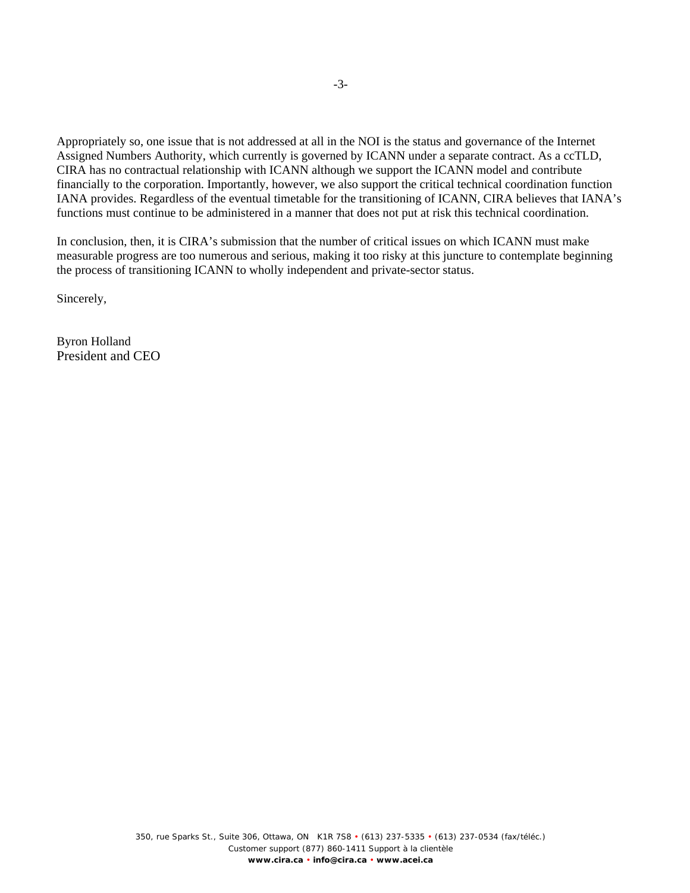Appropriately so, one issue that is not addressed at all in the NOI is the status and governance of the Internet Assigned Numbers Authority, which currently is governed by ICANN under a separate contract. As a ccTLD, CIRA has no contractual relationship with ICANN although we support the ICANN model and contribute financially to the corporation. Importantly, however, we also support the critical technical coordination function IANA provides. Regardless of the eventual timetable for the transitioning of ICANN, CIRA believes that IANA's functions must continue to be administered in a manner that does not put at risk this technical coordination.

In conclusion, then, it is CIRA's submission that the number of critical issues on which ICANN must make measurable progress are too numerous and serious, making it too risky at this juncture to contemplate beginning the process of transitioning ICANN to wholly independent and private-sector status.

Sincerely,

Byron Holland
President and CEO

350, rue Sparks St., Suite 306, Ottawa, ON K1R 7S8 • (613) 237-5335 • (613) 237-0534 (fax/téléc.)
Customer support (877) 860-1411 Support à la clientèle
**www.cira.ca • info@cira.ca • www.acei.ca**